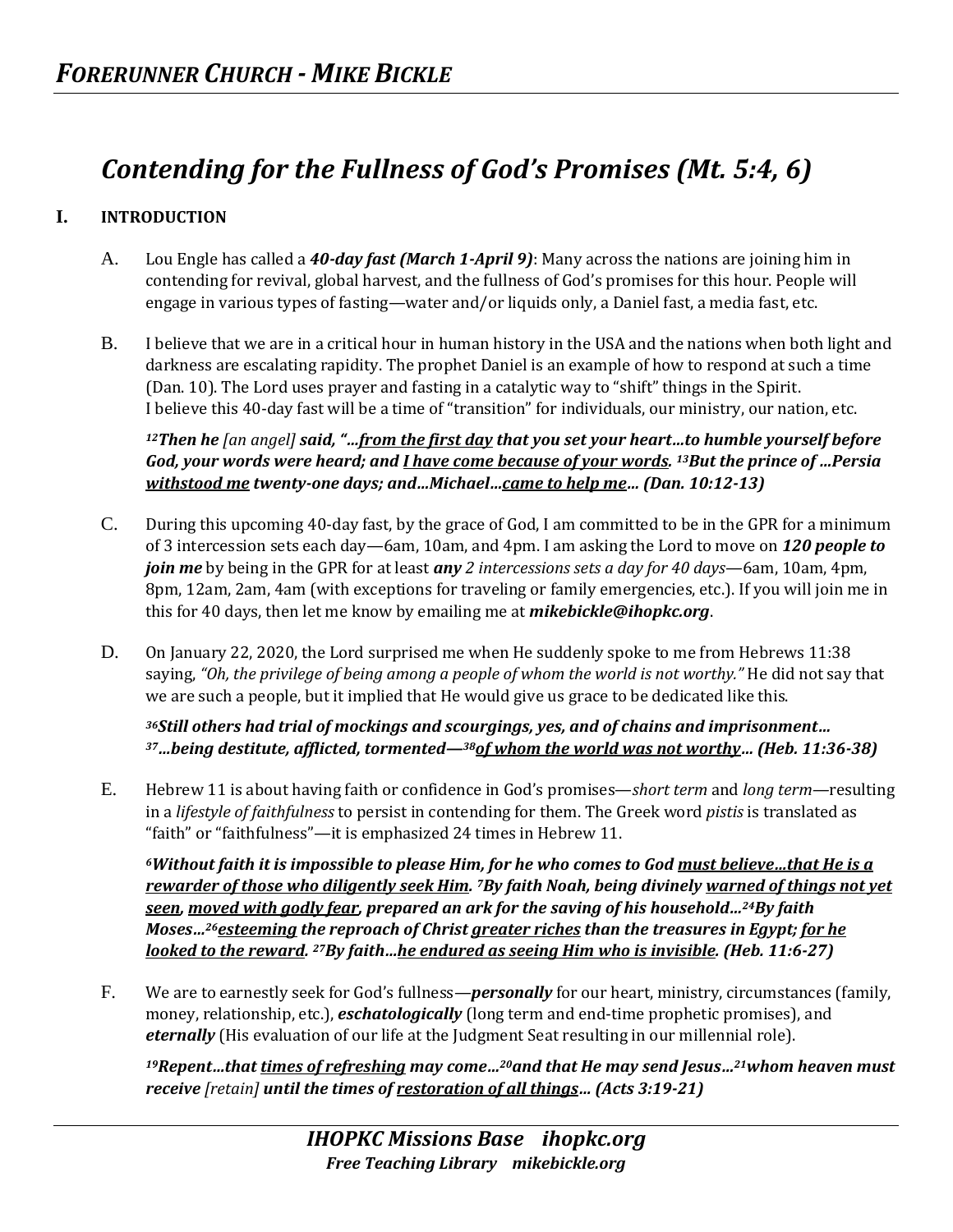# *Contending for the Fullness of God's Promises (Mt. 5:4, 6)*

## I. INTRODUCTION

A. Lou Engle has called a ***40-day fast (March 1-April 9)***: Many across the nations are joining him in contending for revival, global harvest, and the fullness of God's promises for this hour. People will engage in various types of fasting—water and/or liquids only, a Daniel fast, a media fast, etc.

B. I believe that we are in a critical hour in human history in the USA and the nations when both light and darkness are escalating rapidity. The prophet Daniel is an example of how to respond at such a time (Dan. 10). The Lord uses prayer and fasting in a catalytic way to "shift" things in the Spirit. I believe this 40-day fast will be a time of "transition" for individuals, our ministry, our nation, etc.

> ***[12]Then he** [an angel] **said, "…<u>from the first day</u> that you set your heart…to humble yourself before God, your words were heard; and <u>I have come because of your words</u>. [13]But the prince of …Persia <u>withstood me</u> twenty-one days; and…Michael…<u>came to help me</u>… (Dan. 10:12-13)***

C. During this upcoming 40-day fast, by the grace of God, I am committed to be in the GPR for a minimum of 3 intercession sets each day—6am, 10am, and 4pm. I am asking the Lord to move on ***120 people to join me*** by being in the GPR for at least ***any** 2 intercessions sets a day for 40 days*—6am, 10am, 4pm, 8pm, 12am, 2am, 4am (with exceptions for traveling or family emergencies, etc.). If you will join me in this for 40 days, then let me know by emailing me at ***mikebickle@ihopkc.org***.

D. On January 22, 2020, the Lord surprised me when He suddenly spoke to me from Hebrews 11:38 saying, *"Oh, the privilege of being among a people of whom the world is not worthy."* He did not say that we are such a people, but it implied that He would give us grace to be dedicated like this.

> ***[36]Still others had trial of mockings and scourgings, yes, and of chains and imprisonment… [37]…being destitute, afflicted, tormented—[38]<u>of whom the world was not worthy</u>… (Heb. 11:36-38)***

E. Hebrew 11 is about having faith or confidence in God's promises—*short term* and *long term*—resulting in a *lifestyle of faithfulness* to persist in contending for them. The Greek word *pistis* is translated as "faith" or "faithfulness"—it is emphasized 24 times in Hebrew 11.

> ***[6]Without faith it is impossible to please Him, for he who comes to God <u>must believe…that He is a rewarder of those who diligently seek Him</u>. [7]By faith Noah, being divinely <u>warned of things not yet seen</u>, <u>moved with godly fear</u>, prepared an ark for the saving of his household…[24]By faith Moses…[26]<u>esteeming</u> the reproach of Christ <u>greater riches</u> than the treasures in Egypt; <u>for he looked to the reward</u>. [27]By faith…<u>he endured as seeing Him who is invisible</u>. (Heb. 11:6-27)***

F. We are to earnestly seek for God's fullness—***personally*** for our heart, ministry, circumstances (family, money, relationship, etc.), ***eschatologically*** (long term and end-time prophetic promises), and ***eternally*** (His evaluation of our life at the Judgment Seat resulting in our millennial role).

> ***[19]Repent…that <u>times of refreshing</u> may come…[20]and that He may send Jesus…[21]whom heaven must receive** [retain] **until the times of <u>restoration of all things</u>… (Acts 3:19-21)***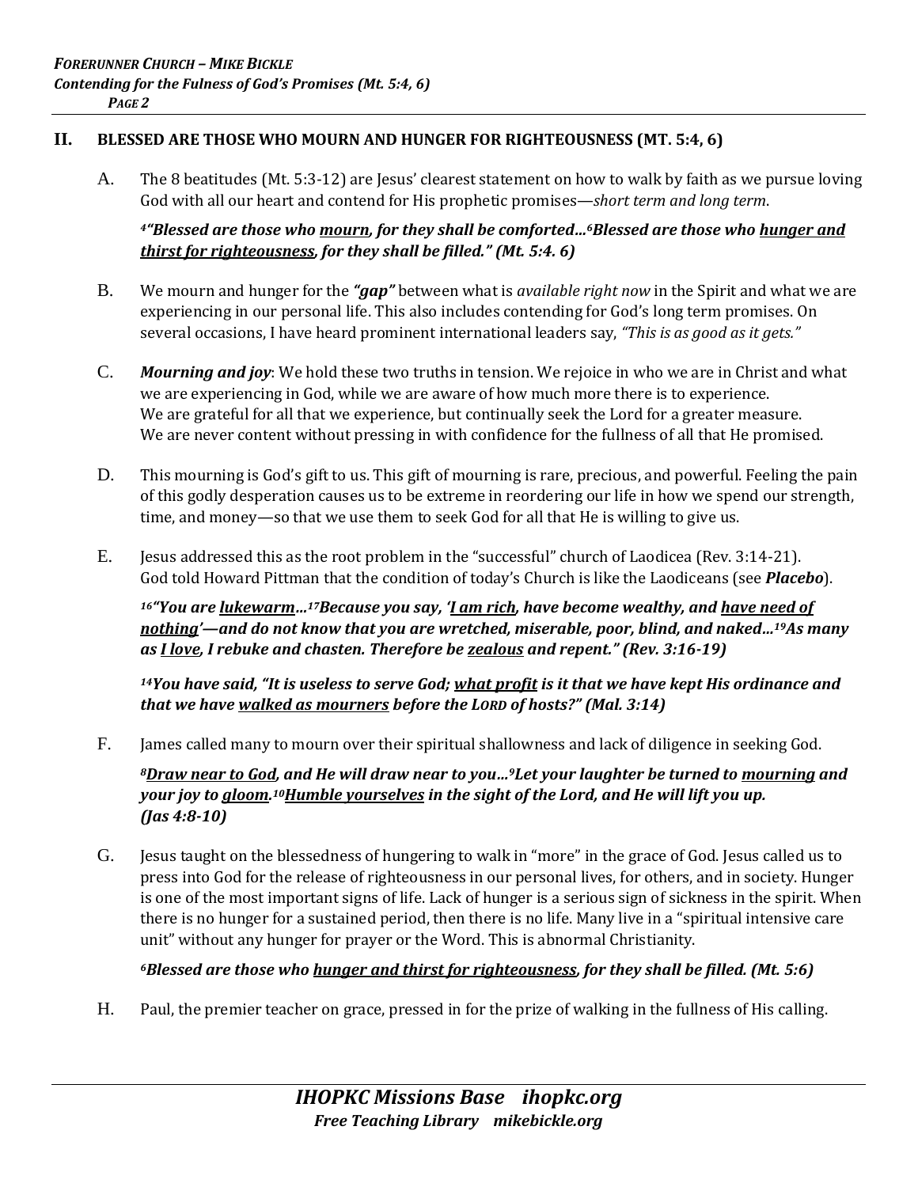## II. BLESSED ARE THOSE WHO MOURN AND HUNGER FOR RIGHTEOUSNESS (MT. 5:4, 6)

A. The 8 beatitudes (Mt. 5:3-12) are Jesus' clearest statement on how to walk by faith as we pursue loving God with all our heart and contend for His prophetic promises—*short term and long term*.

***[4]"Blessed are those who <u>mourn</u>, for they shall be comforted…[6]Blessed are those who <u>hunger and thirst for righteousness</u>, for they shall be filled." (Mt. 5:4. 6)***

B. We mourn and hunger for the ***"gap"*** between what is *available right now* in the Spirit and what we are experiencing in our personal life. This also includes contending for God's long term promises. On several occasions, I have heard prominent international leaders say, *"This is as good as it gets."*

C. ***Mourning and joy***: We hold these two truths in tension. We rejoice in who we are in Christ and what we are experiencing in God, while we are aware of how much more there is to experience. We are grateful for all that we experience, but continually seek the Lord for a greater measure. We are never content without pressing in with confidence for the fullness of all that He promised.

D. This mourning is God's gift to us. This gift of mourning is rare, precious, and powerful. Feeling the pain of this godly desperation causes us to be extreme in reordering our life in how we spend our strength, time, and money—so that we use them to seek God for all that He is willing to give us.

E. Jesus addressed this as the root problem in the "successful" church of Laodicea (Rev. 3:14-21). God told Howard Pittman that the condition of today's Church is like the Laodiceans (see ***Placebo***).

***[16]"You are <u>lukewarm</u>…[17]Because you say, '<u>I am rich</u>, have become wealthy, and <u>have need of nothing</u>'—and do not know that you are wretched, miserable, poor, blind, and naked…[19]As many as <u>I love</u>, I rebuke and chasten. Therefore be <u>zealous</u> and repent." (Rev. 3:16-19)***

***[14]You have said, "It is useless to serve God; <u>what profit</u> is it that we have kept His ordinance and that we have <u>walked as mourners</u> before the LORD of hosts?" (Mal. 3:14)***

F. James called many to mourn over their spiritual shallowness and lack of diligence in seeking God.

***[8]<u>Draw near to God</u>, and He will draw near to you…[9]Let your laughter be turned to <u>mourning</u> and your joy to <u>gloom</u>.[10]<u>Humble yourselves</u> in the sight of the Lord, and He will lift you up. (Jas 4:8-10)***

G. Jesus taught on the blessedness of hungering to walk in "more" in the grace of God. Jesus called us to press into God for the release of righteousness in our personal lives, for others, and in society. Hunger is one of the most important signs of life. Lack of hunger is a serious sign of sickness in the spirit. When there is no hunger for a sustained period, then there is no life. Many live in a "spiritual intensive care unit" without any hunger for prayer or the Word. This is abnormal Christianity.

***[6]Blessed are those who <u>hunger and thirst for righteousness</u>, for they shall be filled. (Mt. 5:6)***

H. Paul, the premier teacher on grace, pressed in for the prize of walking in the fullness of His calling.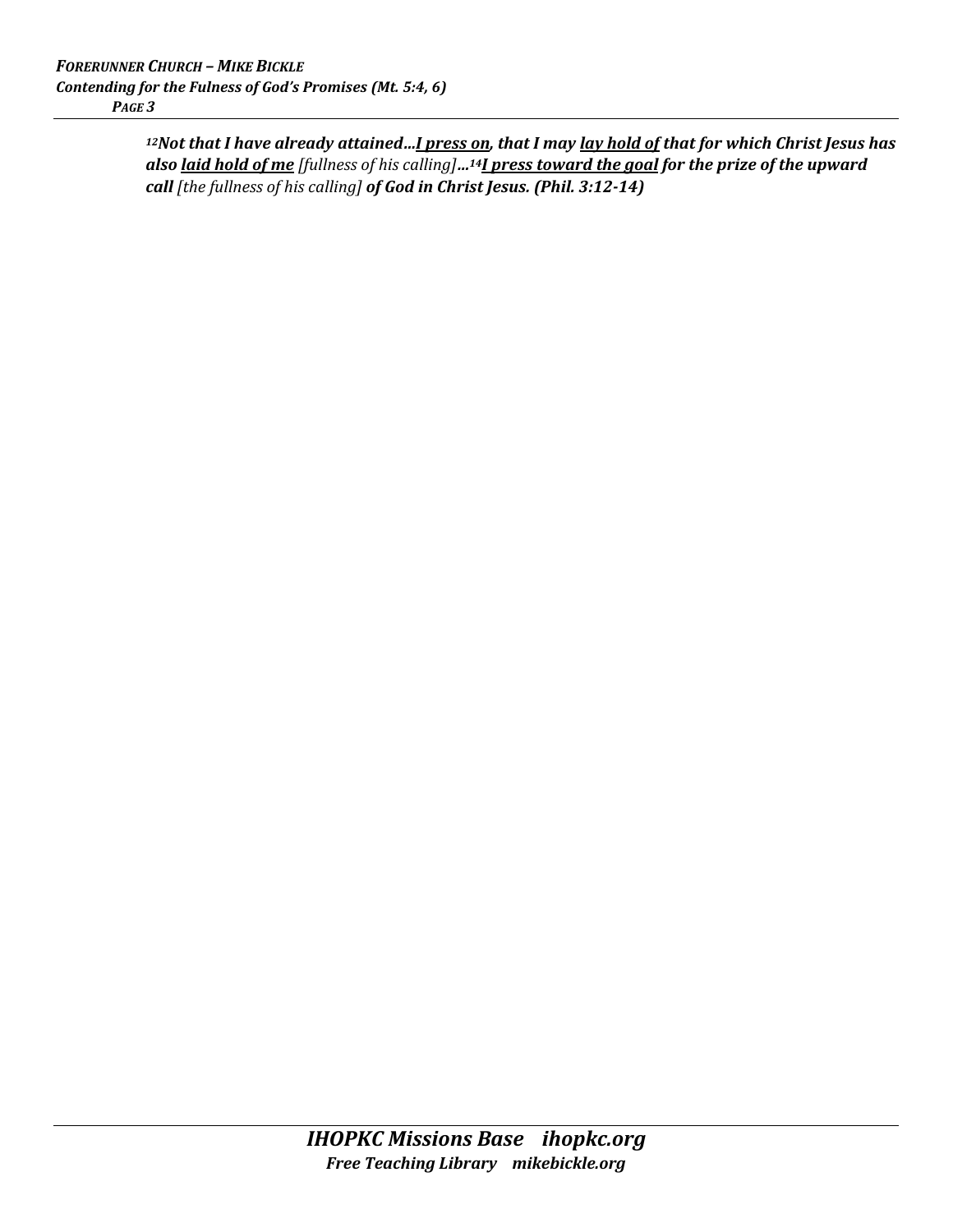*[12]**Not that I have already attained…<u>I press on</u>, that I may <u>lay hold of</u> that for which Christ Jesus has also <u>laid hold of me</u>** [fullness of his calling]**…[14]<u>I press toward the goal</u> for the prize of the upward call** [the fullness of his calling] **of God in Christ Jesus. (Phil. 3:12-14)***